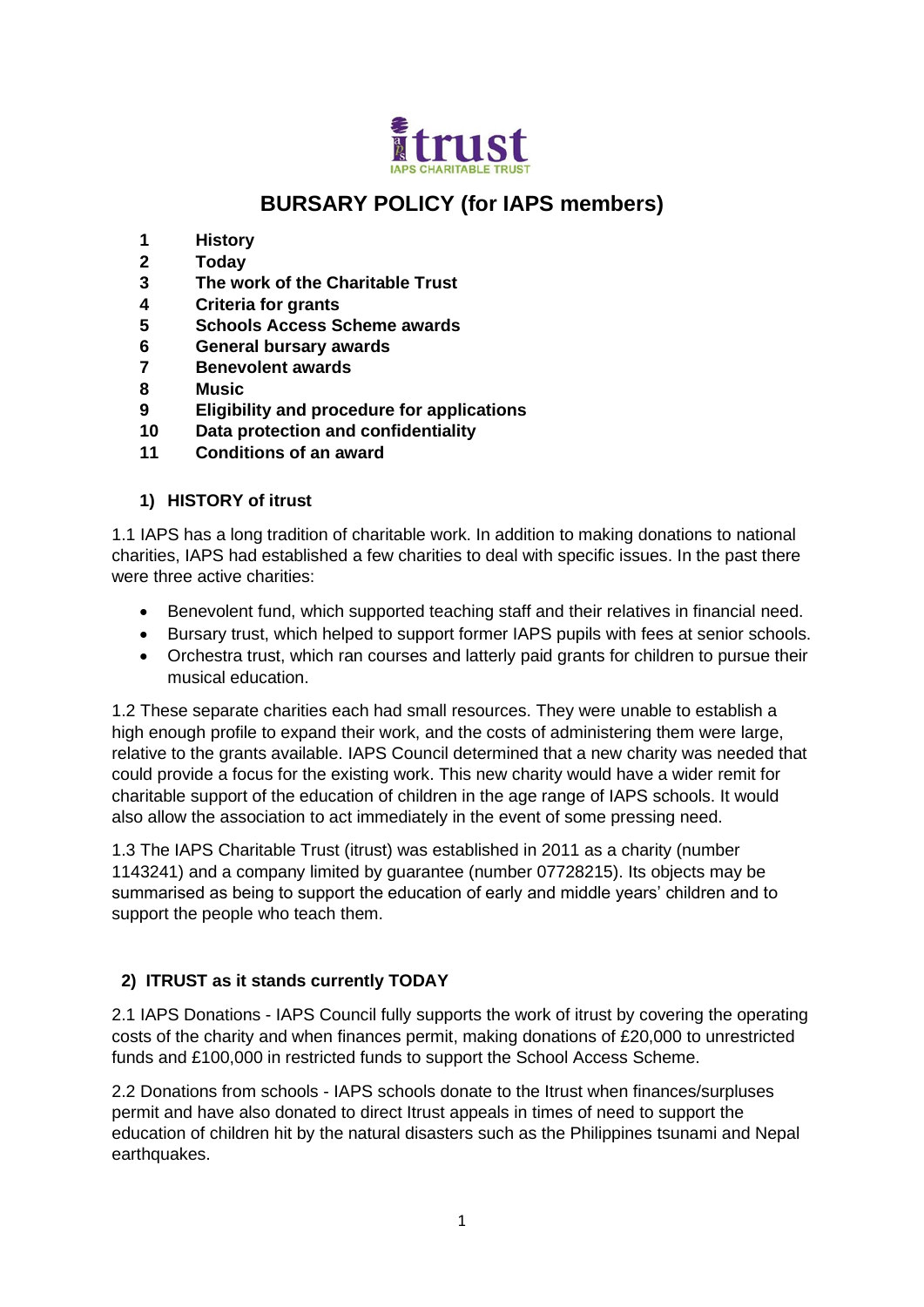itrust
IAPS CHARITABLE TRUST

# BURSARY POLICY (for IAPS members)

1 **History**
2 **Today**
3 **The work of the Charitable Trust**
4 **Criteria for grants**
5 **Schools Access Scheme awards**
6 **General bursary awards**
7 **Benevolent awards**
8 **Music**
9 **Eligibility and procedure for applications**
10 **Data protection and confidentiality**
11 **Conditions of an award**

## 1) HISTORY of itrust

1.1 IAPS has a long tradition of charitable work. In addition to making donations to national charities, IAPS had established a few charities to deal with specific issues. In the past there were three active charities:

- Benevolent fund, which supported teaching staff and their relatives in financial need.
- Bursary trust, which helped to support former IAPS pupils with fees at senior schools.
- Orchestra trust, which ran courses and latterly paid grants for children to pursue their musical education.

1.2 These separate charities each had small resources. They were unable to establish a high enough profile to expand their work, and the costs of administering them were large, relative to the grants available. IAPS Council determined that a new charity was needed that could provide a focus for the existing work. This new charity would have a wider remit for charitable support of the education of children in the age range of IAPS schools. It would also allow the association to act immediately in the event of some pressing need.

1.3 The IAPS Charitable Trust (itrust) was established in 2011 as a charity (number 1143241) and a company limited by guarantee (number 07728215). Its objects may be summarised as being to support the education of early and middle years' children and to support the people who teach them.

## 2) ITRUST as it stands currently TODAY

2.1 IAPS Donations - IAPS Council fully supports the work of itrust by covering the operating costs of the charity and when finances permit, making donations of £20,000 to unrestricted funds and £100,000 in restricted funds to support the School Access Scheme.

2.2 Donations from schools - IAPS schools donate to the Itrust when finances/surpluses permit and have also donated to direct Itrust appeals in times of need to support the education of children hit by the natural disasters such as the Philippines tsunami and Nepal earthquakes.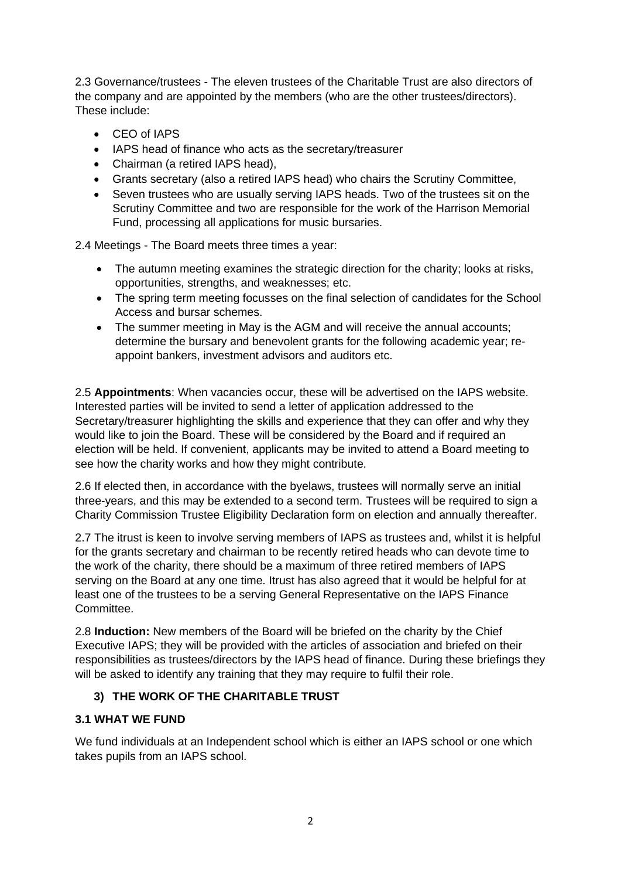2.3 Governance/trustees - The eleven trustees of the Charitable Trust are also directors of the company and are appointed by the members (who are the other trustees/directors). These include:

- CEO of IAPS
- IAPS head of finance who acts as the secretary/treasurer
- Chairman (a retired IAPS head),
- Grants secretary (also a retired IAPS head) who chairs the Scrutiny Committee,
- Seven trustees who are usually serving IAPS heads. Two of the trustees sit on the Scrutiny Committee and two are responsible for the work of the Harrison Memorial Fund, processing all applications for music bursaries.

2.4 Meetings - The Board meets three times a year:

- The autumn meeting examines the strategic direction for the charity; looks at risks, opportunities, strengths, and weaknesses; etc.
- The spring term meeting focusses on the final selection of candidates for the School Access and bursar schemes.
- The summer meeting in May is the AGM and will receive the annual accounts; determine the bursary and benevolent grants for the following academic year; re-appoint bankers, investment advisors and auditors etc.

2.5 **Appointments**: When vacancies occur, these will be advertised on the IAPS website. Interested parties will be invited to send a letter of application addressed to the Secretary/treasurer highlighting the skills and experience that they can offer and why they would like to join the Board. These will be considered by the Board and if required an election will be held. If convenient, applicants may be invited to attend a Board meeting to see how the charity works and how they might contribute.

2.6 If elected then, in accordance with the byelaws, trustees will normally serve an initial three-years, and this may be extended to a second term. Trustees will be required to sign a Charity Commission Trustee Eligibility Declaration form on election and annually thereafter.

2.7 The itrust is keen to involve serving members of IAPS as trustees and, whilst it is helpful for the grants secretary and chairman to be recently retired heads who can devote time to the work of the charity, there should be a maximum of three retired members of IAPS serving on the Board at any one time. Itrust has also agreed that it would be helpful for at least one of the trustees to be a serving General Representative on the IAPS Finance Committee.

2.8 **Induction:** New members of the Board will be briefed on the charity by the Chief Executive IAPS; they will be provided with the articles of association and briefed on their responsibilities as trustees/directors by the IAPS head of finance. During these briefings they will be asked to identify any training that they may require to fulfil their role.

## 3) THE WORK OF THE CHARITABLE TRUST

### 3.1 WHAT WE FUND

We fund individuals at an Independent school which is either an IAPS school or one which takes pupils from an IAPS school.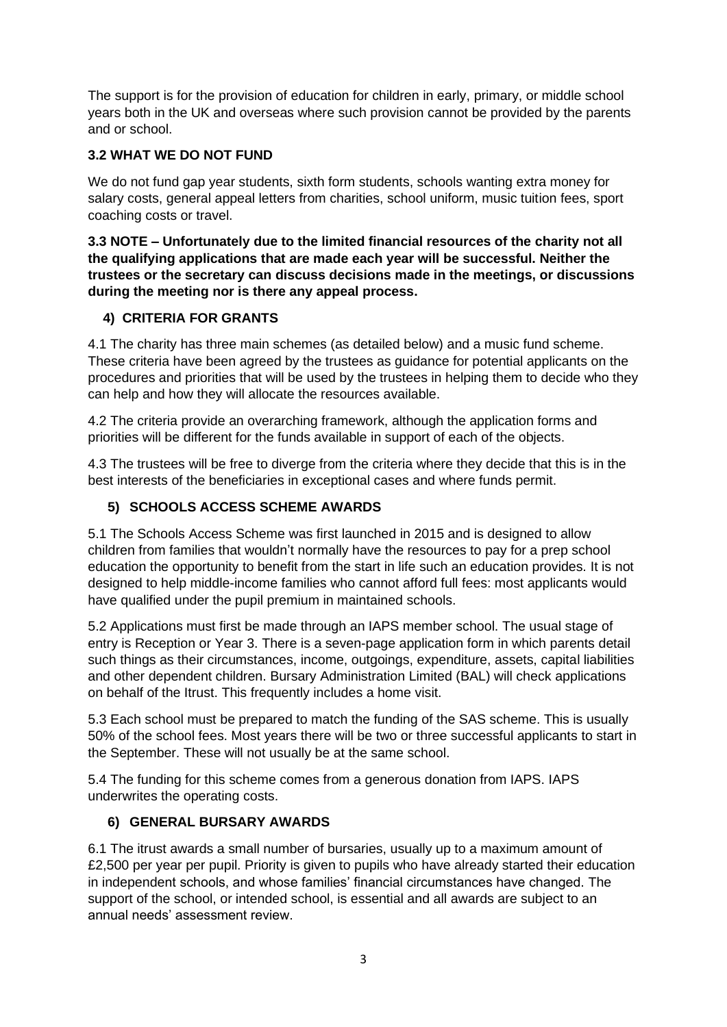The support is for the provision of education for children in early, primary, or middle school years both in the UK and overseas where such provision cannot be provided by the parents and or school.

### 3.2 WHAT WE DO NOT FUND

We do not fund gap year students, sixth form students, schools wanting extra money for salary costs, general appeal letters from charities, school uniform, music tuition fees, sport coaching costs or travel.

**3.3 NOTE – Unfortunately due to the limited financial resources of the charity not all the qualifying applications that are made each year will be successful. Neither the trustees or the secretary can discuss decisions made in the meetings, or discussions during the meeting nor is there any appeal process.**

## 4) CRITERIA FOR GRANTS

4.1 The charity has three main schemes (as detailed below) and a music fund scheme. These criteria have been agreed by the trustees as guidance for potential applicants on the procedures and priorities that will be used by the trustees in helping them to decide who they can help and how they will allocate the resources available.

4.2 The criteria provide an overarching framework, although the application forms and priorities will be different for the funds available in support of each of the objects.

4.3 The trustees will be free to diverge from the criteria where they decide that this is in the best interests of the beneficiaries in exceptional cases and where funds permit.

## 5) SCHOOLS ACCESS SCHEME AWARDS

5.1 The Schools Access Scheme was first launched in 2015 and is designed to allow children from families that wouldn't normally have the resources to pay for a prep school education the opportunity to benefit from the start in life such an education provides. It is not designed to help middle-income families who cannot afford full fees: most applicants would have qualified under the pupil premium in maintained schools.

5.2 Applications must first be made through an IAPS member school. The usual stage of entry is Reception or Year 3. There is a seven-page application form in which parents detail such things as their circumstances, income, outgoings, expenditure, assets, capital liabilities and other dependent children. Bursary Administration Limited (BAL) will check applications on behalf of the Itrust. This frequently includes a home visit.

5.3 Each school must be prepared to match the funding of the SAS scheme. This is usually 50% of the school fees. Most years there will be two or three successful applicants to start in the September. These will not usually be at the same school.

5.4 The funding for this scheme comes from a generous donation from IAPS. IAPS underwrites the operating costs.

## 6) GENERAL BURSARY AWARDS

6.1 The itrust awards a small number of bursaries, usually up to a maximum amount of £2,500 per year per pupil. Priority is given to pupils who have already started their education in independent schools, and whose families' financial circumstances have changed. The support of the school, or intended school, is essential and all awards are subject to an annual needs' assessment review.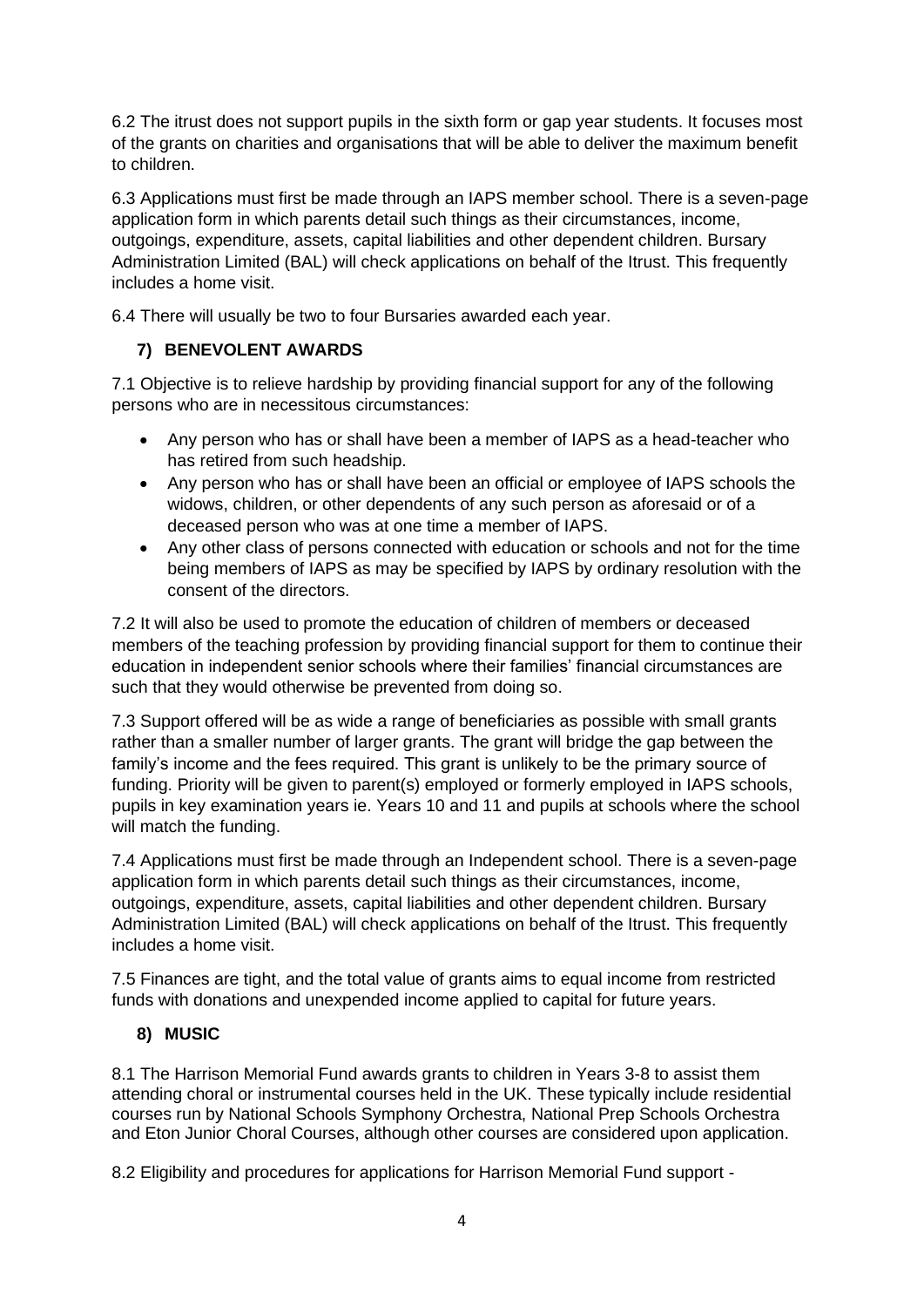6.2 The itrust does not support pupils in the sixth form or gap year students. It focuses most of the grants on charities and organisations that will be able to deliver the maximum benefit to children.

6.3 Applications must first be made through an IAPS member school. There is a seven-page application form in which parents detail such things as their circumstances, income, outgoings, expenditure, assets, capital liabilities and other dependent children. Bursary Administration Limited (BAL) will check applications on behalf of the Itrust. This frequently includes a home visit.

6.4 There will usually be two to four Bursaries awarded each year.

## 7) BENEVOLENT AWARDS

7.1 Objective is to relieve hardship by providing financial support for any of the following persons who are in necessitous circumstances:

- Any person who has or shall have been a member of IAPS as a head-teacher who has retired from such headship.
- Any person who has or shall have been an official or employee of IAPS schools the widows, children, or other dependents of any such person as aforesaid or of a deceased person who was at one time a member of IAPS.
- Any other class of persons connected with education or schools and not for the time being members of IAPS as may be specified by IAPS by ordinary resolution with the consent of the directors.

7.2 It will also be used to promote the education of children of members or deceased members of the teaching profession by providing financial support for them to continue their education in independent senior schools where their families' financial circumstances are such that they would otherwise be prevented from doing so.

7.3 Support offered will be as wide a range of beneficiaries as possible with small grants rather than a smaller number of larger grants. The grant will bridge the gap between the family's income and the fees required. This grant is unlikely to be the primary source of funding. Priority will be given to parent(s) employed or formerly employed in IAPS schools, pupils in key examination years ie. Years 10 and 11 and pupils at schools where the school will match the funding.

7.4 Applications must first be made through an Independent school. There is a seven-page application form in which parents detail such things as their circumstances, income, outgoings, expenditure, assets, capital liabilities and other dependent children. Bursary Administration Limited (BAL) will check applications on behalf of the Itrust. This frequently includes a home visit.

7.5 Finances are tight, and the total value of grants aims to equal income from restricted funds with donations and unexpended income applied to capital for future years.

## 8) MUSIC

8.1 The Harrison Memorial Fund awards grants to children in Years 3-8 to assist them attending choral or instrumental courses held in the UK. These typically include residential courses run by National Schools Symphony Orchestra, National Prep Schools Orchestra and Eton Junior Choral Courses, although other courses are considered upon application.

8.2 Eligibility and procedures for applications for Harrison Memorial Fund support -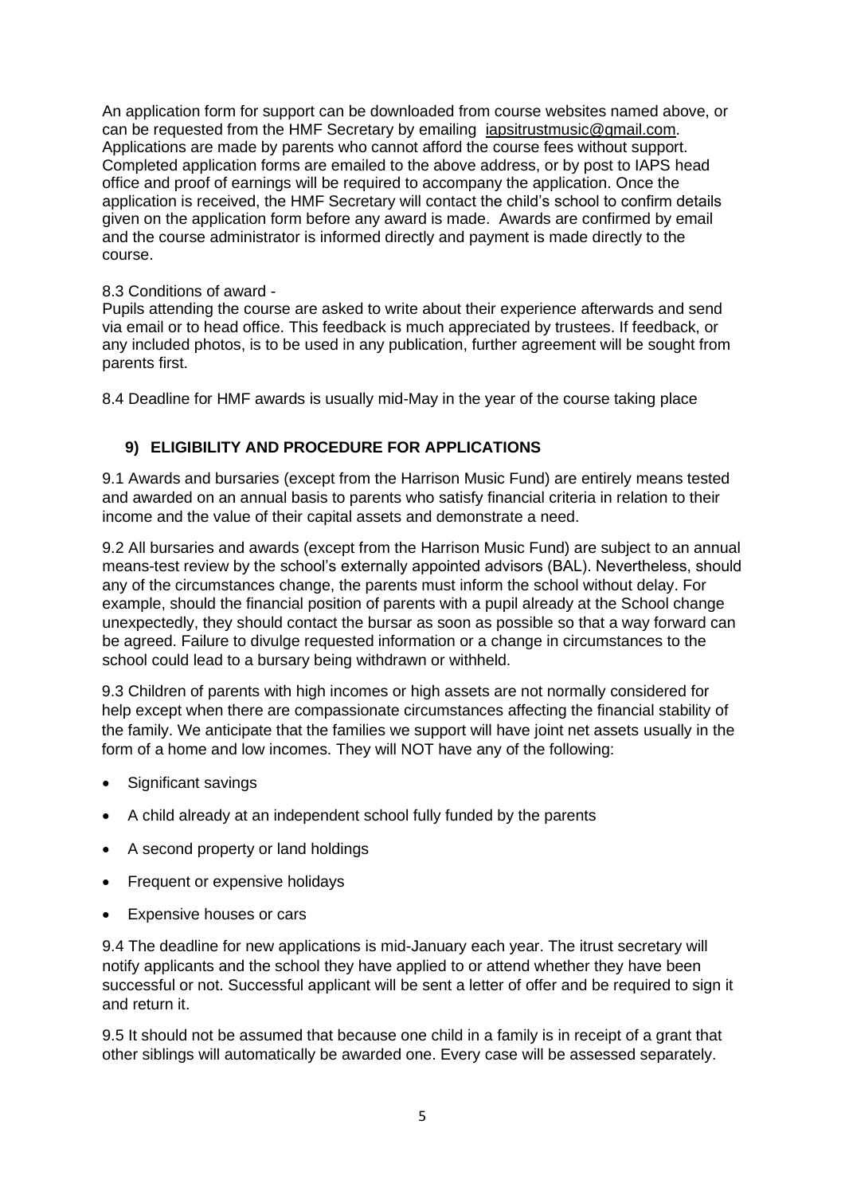An application form for support can be downloaded from course websites named above, or can be requested from the HMF Secretary by emailing iapsitrustmusic@gmail.com. Applications are made by parents who cannot afford the course fees without support. Completed application forms are emailed to the above address, or by post to IAPS head office and proof of earnings will be required to accompany the application. Once the application is received, the HMF Secretary will contact the child's school to confirm details given on the application form before any award is made. Awards are confirmed by email and the course administrator is informed directly and payment is made directly to the course.

8.3 Conditions of award -

Pupils attending the course are asked to write about their experience afterwards and send via email or to head office. This feedback is much appreciated by trustees. If feedback, or any included photos, is to be used in any publication, further agreement will be sought from parents first.

8.4 Deadline for HMF awards is usually mid-May in the year of the course taking place

## 9) ELIGIBILITY AND PROCEDURE FOR APPLICATIONS

9.1 Awards and bursaries (except from the Harrison Music Fund) are entirely means tested and awarded on an annual basis to parents who satisfy financial criteria in relation to their income and the value of their capital assets and demonstrate a need.

9.2 All bursaries and awards (except from the Harrison Music Fund) are subject to an annual means-test review by the school's externally appointed advisors (BAL). Nevertheless, should any of the circumstances change, the parents must inform the school without delay. For example, should the financial position of parents with a pupil already at the School change unexpectedly, they should contact the bursar as soon as possible so that a way forward can be agreed. Failure to divulge requested information or a change in circumstances to the school could lead to a bursary being withdrawn or withheld.

9.3 Children of parents with high incomes or high assets are not normally considered for help except when there are compassionate circumstances affecting the financial stability of the family. We anticipate that the families we support will have joint net assets usually in the form of a home and low incomes. They will NOT have any of the following:

- Significant savings
- A child already at an independent school fully funded by the parents
- A second property or land holdings
- Frequent or expensive holidays
- Expensive houses or cars

9.4 The deadline for new applications is mid-January each year. The itrust secretary will notify applicants and the school they have applied to or attend whether they have been successful or not. Successful applicant will be sent a letter of offer and be required to sign it and return it.

9.5 It should not be assumed that because one child in a family is in receipt of a grant that other siblings will automatically be awarded one. Every case will be assessed separately.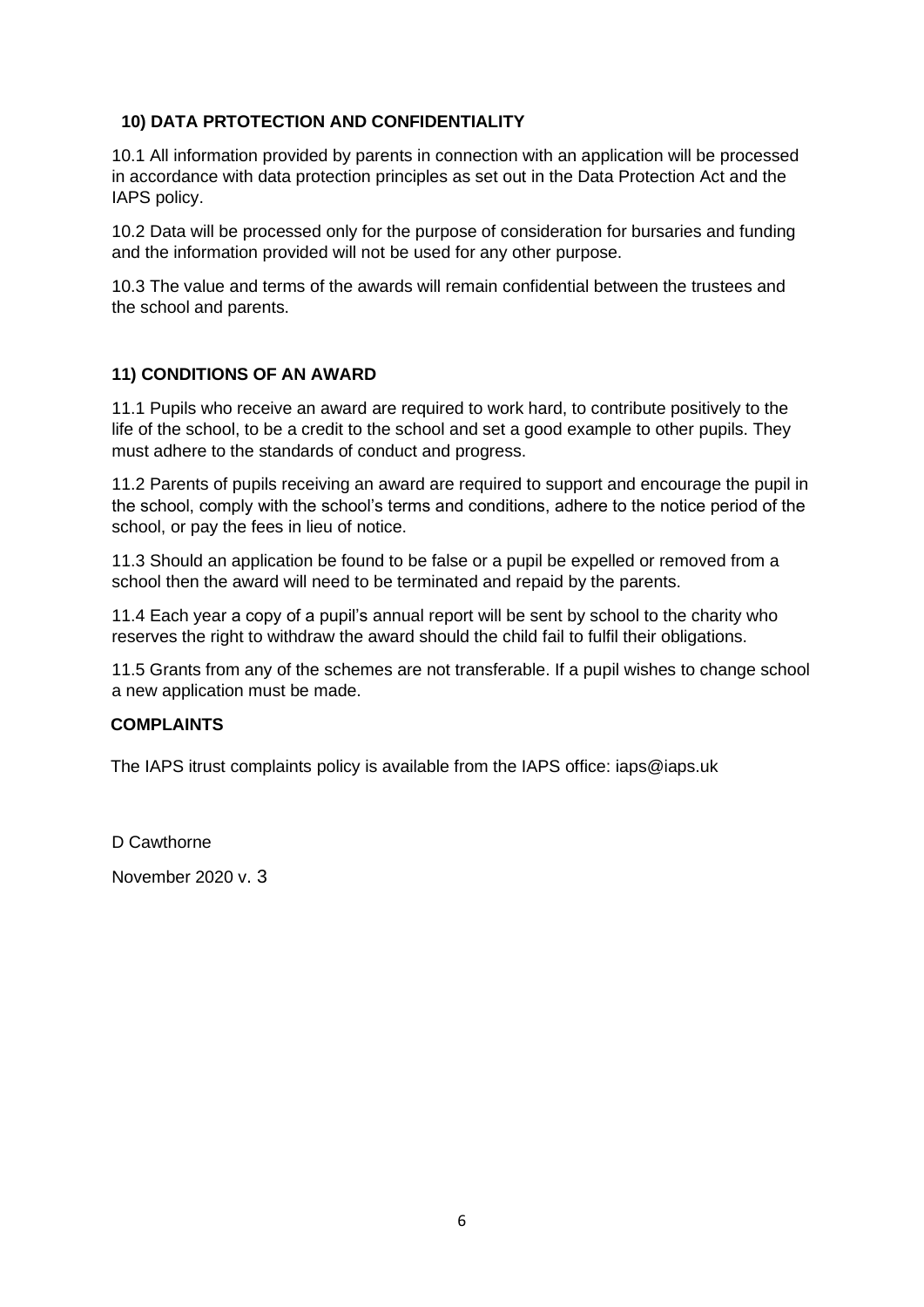## 10) DATA PRTOTECTION AND CONFIDENTIALITY

10.1 All information provided by parents in connection with an application will be processed in accordance with data protection principles as set out in the Data Protection Act and the IAPS policy.

10.2 Data will be processed only for the purpose of consideration for bursaries and funding and the information provided will not be used for any other purpose.

10.3 The value and terms of the awards will remain confidential between the trustees and the school and parents.

## 11) CONDITIONS OF AN AWARD

11.1 Pupils who receive an award are required to work hard, to contribute positively to the life of the school, to be a credit to the school and set a good example to other pupils. They must adhere to the standards of conduct and progress.

11.2 Parents of pupils receiving an award are required to support and encourage the pupil in the school, comply with the school's terms and conditions, adhere to the notice period of the school, or pay the fees in lieu of notice.

11.3 Should an application be found to be false or a pupil be expelled or removed from a school then the award will need to be terminated and repaid by the parents.

11.4 Each year a copy of a pupil's annual report will be sent by school to the charity who reserves the right to withdraw the award should the child fail to fulfil their obligations.

11.5 Grants from any of the schemes are not transferable. If a pupil wishes to change school a new application must be made.

## COMPLAINTS

The IAPS itrust complaints policy is available from the IAPS office: iaps@iaps.uk

D Cawthorne

November 2020 v. 3